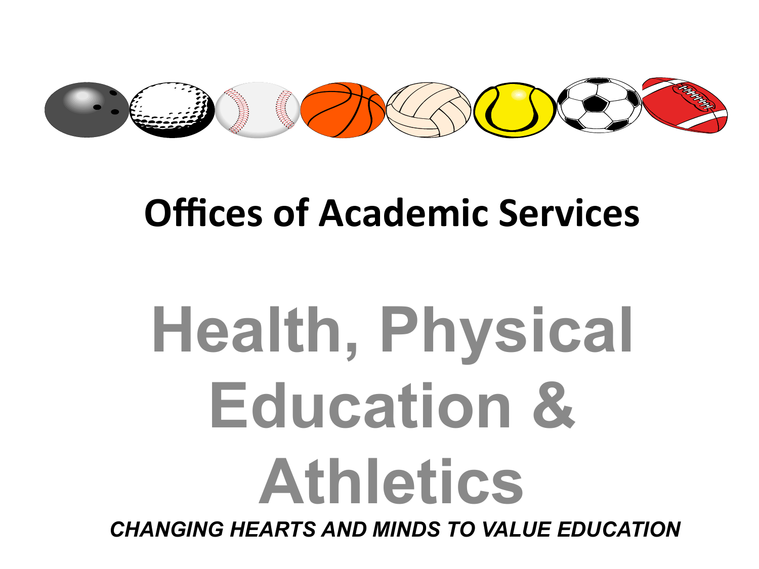## Offices of Academic Services

# Health, Physical Education & Athletics

***CHANGING HEARTS AND MINDS TO VALUE EDUCATION***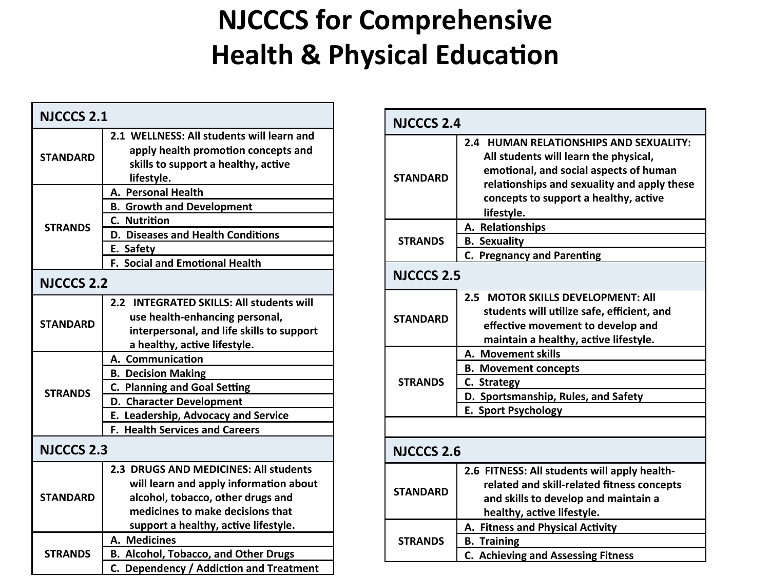# NJCCCS for Comprehensive Health & Physical Education

| NJCCCS 2.1 | |
| --- | --- |
| STANDARD | 2.1 WELLNESS: All students will learn and apply health promotion concepts and skills to support a healthy, active lifestyle. |
| STRANDS | A. Personal Health |
| | B. Growth and Development |
| | C. Nutrition |
| | D. Diseases and Health Conditions |
| | E. Safety |
| | F. Social and Emotional Health |

| NJCCCS 2.2 | |
| --- | --- |
| STANDARD | 2.2 INTEGRATED SKILLS: All students will use health-enhancing personal, interpersonal, and life skills to support a healthy, active lifestyle. |
| STRANDS | A. Communication |
| | B. Decision Making |
| | C. Planning and Goal Setting |
| | D. Character Development |
| | E. Leadership, Advocacy and Service |
| | F. Health Services and Careers |

| NJCCCS 2.3 | |
| --- | --- |
| STANDARD | 2.3 DRUGS AND MEDICINES: All students will learn and apply information about alcohol, tobacco, other drugs and medicines to make decisions that support a healthy, active lifestyle. |
| STRANDS | A. Medicines |
| | B. Alcohol, Tobacco, and Other Drugs |
| | C. Dependency / Addiction and Treatment |

| NJCCCS 2.4 | |
| --- | --- |
| STANDARD | 2.4 HUMAN RELATIONSHIPS AND SEXUALITY: All students will learn the physical, emotional, and social aspects of human relationships and sexuality and apply these concepts to support a healthy, active lifestyle. |
| STRANDS | A. Relationships |
| | B. Sexuality |
| | C. Pregnancy and Parenting |

| NJCCCS 2.5 | |
| --- | --- |
| STANDARD | 2.5 MOTOR SKILLS DEVELOPMENT: All students will utilize safe, efficient, and effective movement to develop and maintain a healthy, active lifestyle. |
| STRANDS | A. Movement skills |
| | B. Movement concepts |
| | C. Strategy |
| | D. Sportsmanship, Rules, and Safety |
| | E. Sport Psychology |

| NJCCCS 2.6 | |
| --- | --- |
| STANDARD | 2.6 FITNESS: All students will apply health-related and skill-related fitness concepts and skills to develop and maintain a healthy, active lifestyle. |
| STRANDS | A. Fitness and Physical Activity |
| | B. Training |
| | C. Achieving and Assessing Fitness |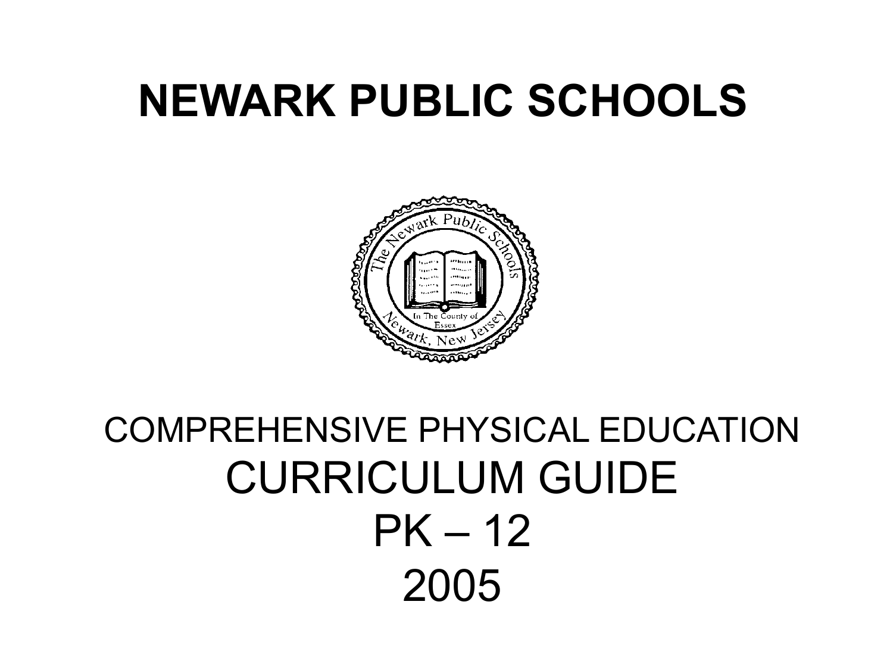# NEWARK PUBLIC SCHOOLS

COMPREHENSIVE PHYSICAL EDUCATION

CURRICULUM GUIDE

PK – 12

2005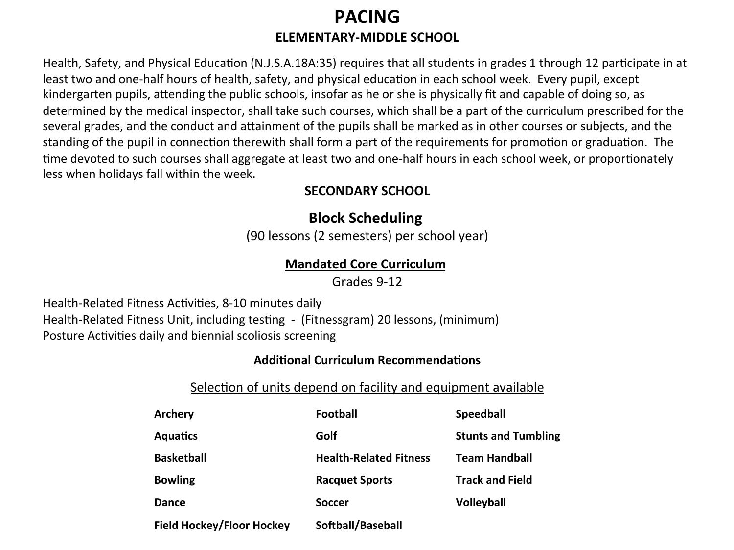# PACING

## ELEMENTARY-MIDDLE SCHOOL

Health, Safety, and Physical Education (N.J.S.A.18A:35) requires that all students in grades 1 through 12 participate in at least two and one-half hours of health, safety, and physical education in each school week. Every pupil, except kindergarten pupils, attending the public schools, insofar as he or she is physically fit and capable of doing so, as determined by the medical inspector, shall take such courses, which shall be a part of the curriculum prescribed for the several grades, and the conduct and attainment of the pupils shall be marked as in other courses or subjects, and the standing of the pupil in connection therewith shall form a part of the requirements for promotion or graduation. The time devoted to such courses shall aggregate at least two and one-half hours in each school week, or proportionately less when holidays fall within the week.

## SECONDARY SCHOOL

### Block Scheduling

(90 lessons (2 semesters) per school year)

### Mandated Core Curriculum

Grades 9-12

Health-Related Fitness Activities, 8-10 minutes daily
Health-Related Fitness Unit, including testing - (Fitnessgram) 20 lessons, (minimum)
Posture Activities daily and biennial scoliosis screening

### Additional Curriculum Recommendations

Selection of units depend on facility and equipment available

| | | |
|---|---|---|
| **Archery** | **Football** | **Speedball** |
| **Aquatics** | **Golf** | **Stunts and Tumbling** |
| **Basketball** | **Health-Related Fitness** | **Team Handball** |
| **Bowling** | **Racquet Sports** | **Track and Field** |
| **Dance** | **Soccer** | **Volleyball** |
| **Field Hockey/Floor Hockey** | **Softball/Baseball** | |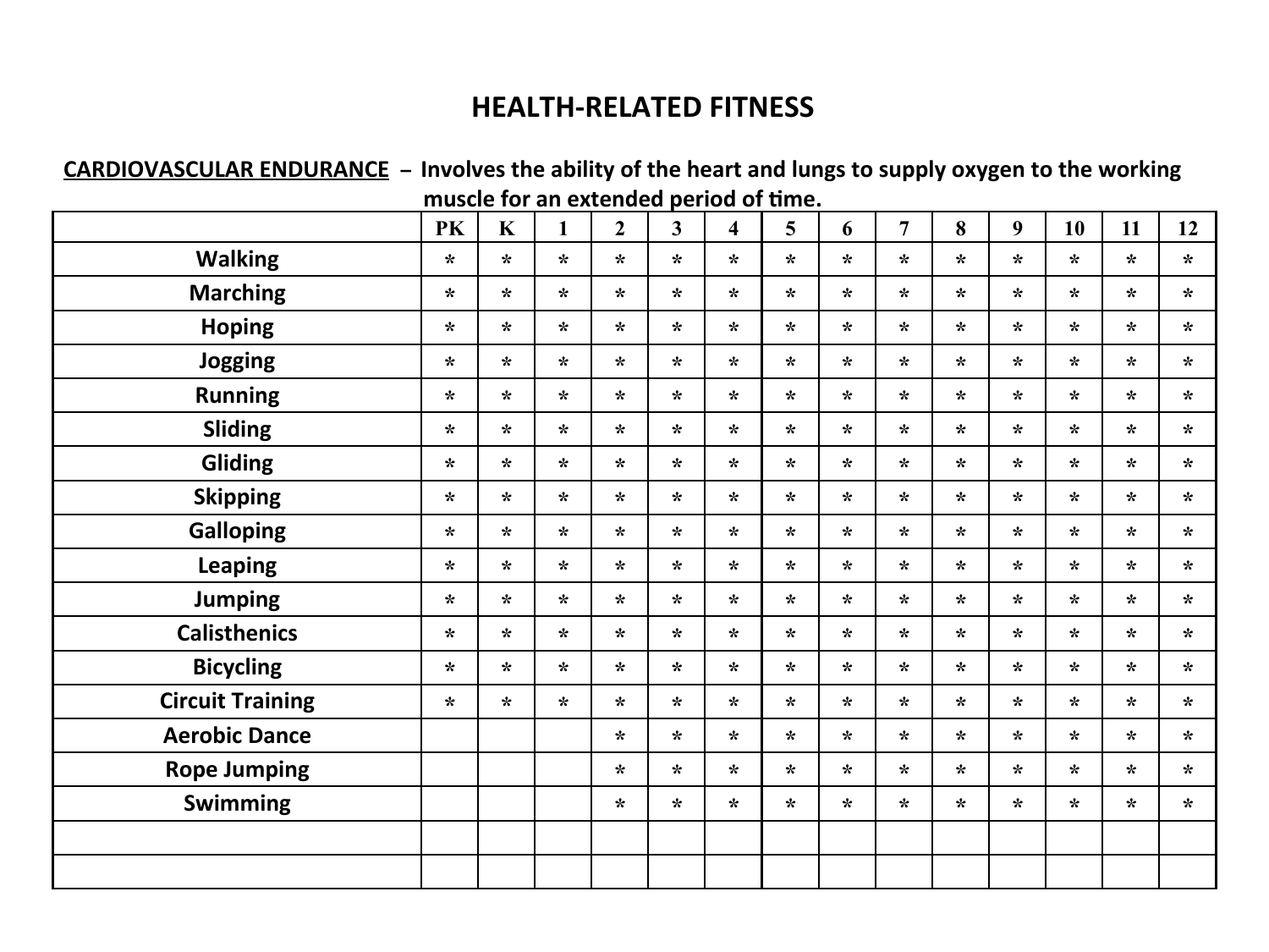# HEALTH-RELATED FITNESS

**CARDIOVASCULAR ENDURANCE – Involves the ability of the heart and lungs to supply oxygen to the working muscle for an extended period of time.**

| | PK | K | 1 | 2 | 3 | 4 | 5 | 6 | 7 | 8 | 9 | 10 | 11 | 12 |
|---|---|---|---|---|---|---|---|---|---|---|---|---|---|---|
| Walking | * | * | * | * | * | * | * | * | * | * | * | * | * | * |
| Marching | * | * | * | * | * | * | * | * | * | * | * | * | * | * |
| Hoping | * | * | * | * | * | * | * | * | * | * | * | * | * | * |
| Jogging | * | * | * | * | * | * | * | * | * | * | * | * | * | * |
| Running | * | * | * | * | * | * | * | * | * | * | * | * | * | * |
| Sliding | * | * | * | * | * | * | * | * | * | * | * | * | * | * |
| Gliding | * | * | * | * | * | * | * | * | * | * | * | * | * | * |
| Skipping | * | * | * | * | * | * | * | * | * | * | * | * | * | * |
| Galloping | * | * | * | * | * | * | * | * | * | * | * | * | * | * |
| Leaping | * | * | * | * | * | * | * | * | * | * | * | * | * | * |
| Jumping | * | * | * | * | * | * | * | * | * | * | * | * | * | * |
| Calisthenics | * | * | * | * | * | * | * | * | * | * | * | * | * | * |
| Bicycling | * | * | * | * | * | * | * | * | * | * | * | * | * | * |
| Circuit Training | * | * | * | * | * | * | * | * | * | * | * | * | * | * |
| Aerobic Dance | | | | * | * | * | * | * | * | * | * | * | * | * |
| Rope Jumping | | | | * | * | * | * | * | * | * | * | * | * | * |
| Swimming | | | | * | * | * | * | * | * | * | * | * | * | * |
| | | | | | | | | | | | | | | |
| | | | | | | | | | | | | | | |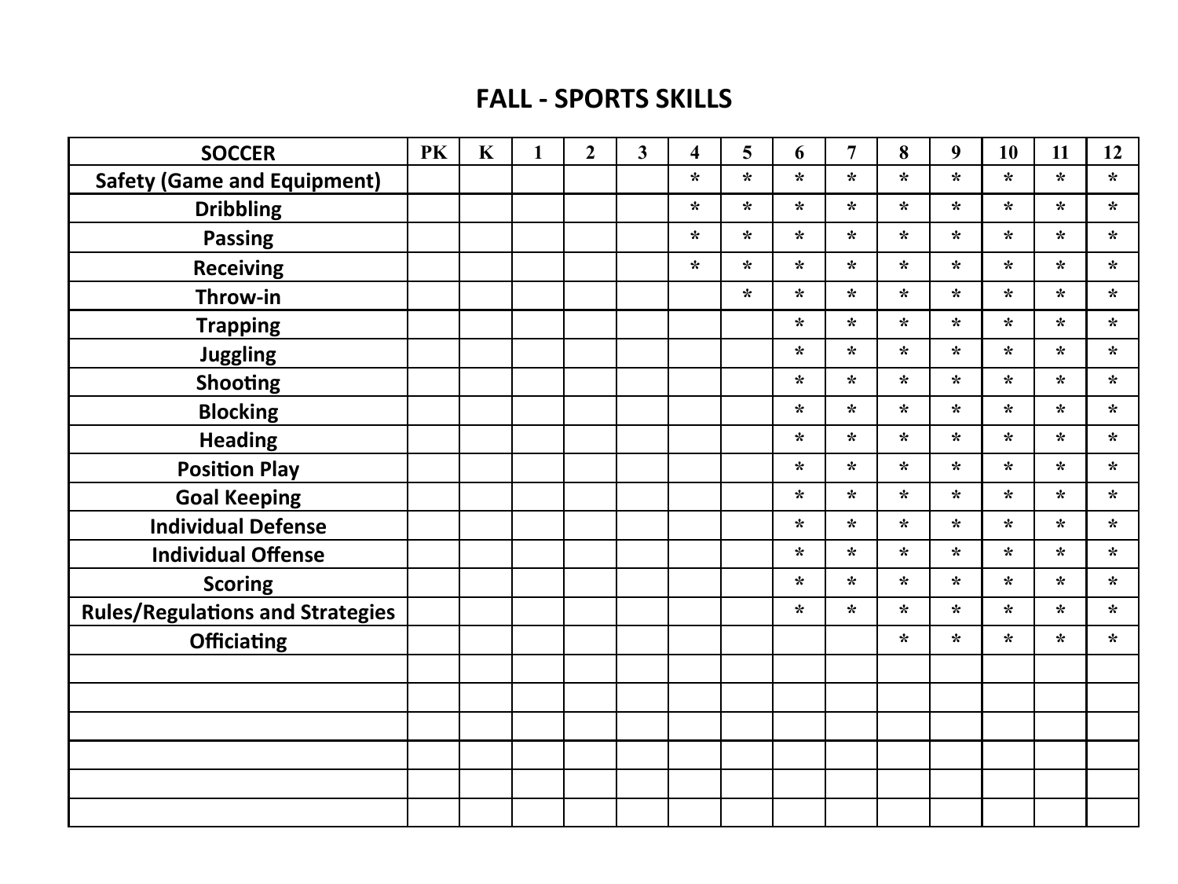# FALL - SPORTS SKILLS

| SOCCER | PK | K | 1 | 2 | 3 | 4 | 5 | 6 | 7 | 8 | 9 | 10 | 11 | 12 |
|---|---|---|---|---|---|---|---|---|---|---|---|---|---|---|
| Safety (Game and Equipment) | | | | | | * | * | * | * | * | * | * | * | * |
| Dribbling | | | | | | * | * | * | * | * | * | * | * | * |
| Passing | | | | | | * | * | * | * | * | * | * | * | * |
| Receiving | | | | | | * | * | * | * | * | * | * | * | * |
| Throw-in | | | | | | | * | * | * | * | * | * | * | * |
| Trapping | | | | | | | | * | * | * | * | * | * | * |
| Juggling | | | | | | | | * | * | * | * | * | * | * |
| Shooting | | | | | | | | * | * | * | * | * | * | * |
| Blocking | | | | | | | | * | * | * | * | * | * | * |
| Heading | | | | | | | | * | * | * | * | * | * | * |
| Position Play | | | | | | | | * | * | * | * | * | * | * |
| Goal Keeping | | | | | | | | * | * | * | * | * | * | * |
| Individual Defense | | | | | | | | * | * | * | * | * | * | * |
| Individual Offense | | | | | | | | * | * | * | * | * | * | * |
| Scoring | | | | | | | | * | * | * | * | * | * | * |
| Rules/Regulations and Strategies | | | | | | | | * | * | * | * | * | * | * |
| Officiating | | | | | | | | | | * | * | * | * | * |
| | | | | | | | | | | | | | | |
| | | | | | | | | | | | | | | |
| | | | | | | | | | | | | | | |
| | | | | | | | | | | | | | | |
| | | | | | | | | | | | | | | |
| | | | | | | | | | | | | | | |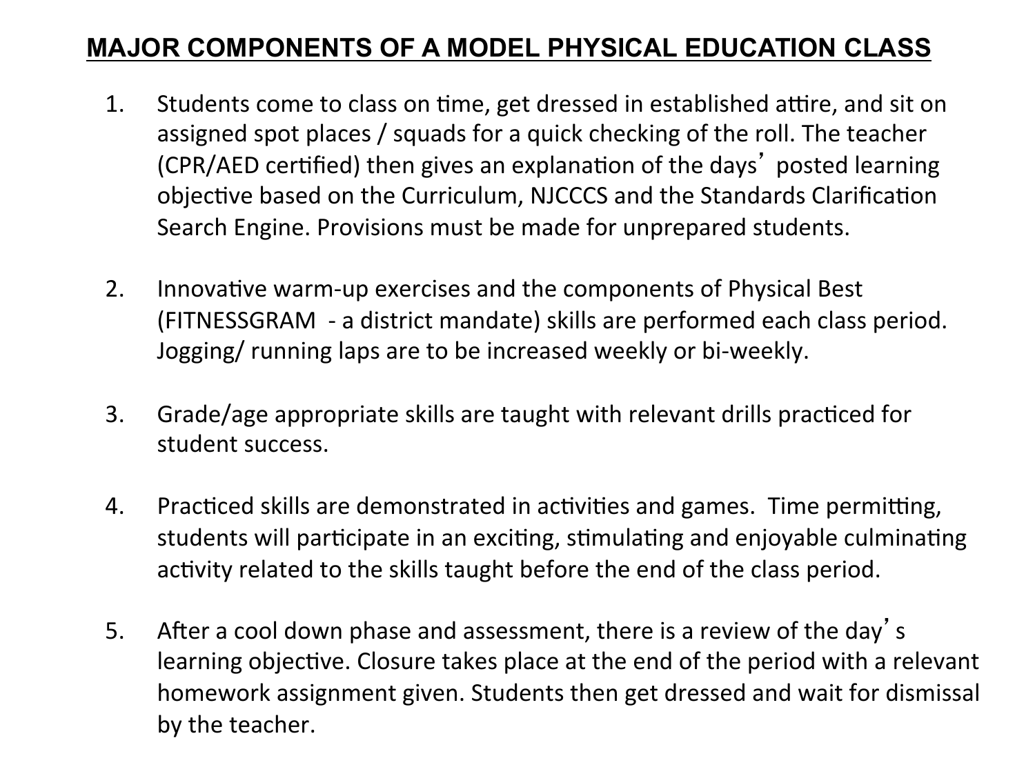## MAJOR COMPONENTS OF A MODEL PHYSICAL EDUCATION CLASS

1. Students come to class on time, get dressed in established attire, and sit on assigned spot places / squads for a quick checking of the roll. The teacher (CPR/AED certified) then gives an explanation of the days' posted learning objective based on the Curriculum, NJCCCS and the Standards Clarification Search Engine. Provisions must be made for unprepared students.

2. Innovative warm-up exercises and the components of Physical Best (FITNESSGRAM - a district mandate) skills are performed each class period. Jogging/ running laps are to be increased weekly or bi-weekly.

3. Grade/age appropriate skills are taught with relevant drills practiced for student success.

4. Practiced skills are demonstrated in activities and games. Time permitting, students will participate in an exciting, stimulating and enjoyable culminating activity related to the skills taught before the end of the class period.

5. After a cool down phase and assessment, there is a review of the day's learning objective. Closure takes place at the end of the period with a relevant homework assignment given. Students then get dressed and wait for dismissal by the teacher.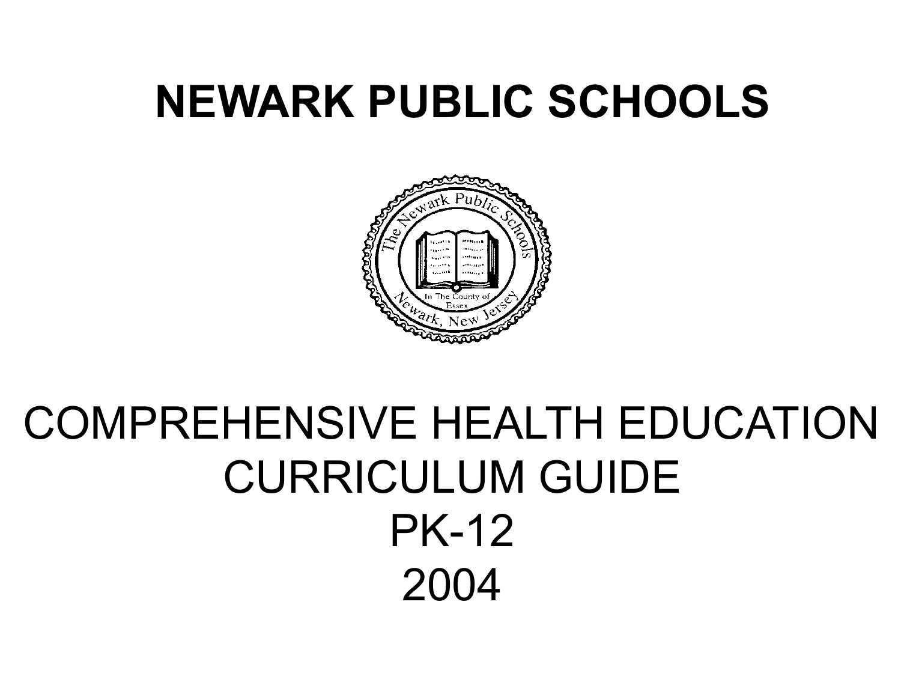# NEWARK PUBLIC SCHOOLS

COMPREHENSIVE HEALTH EDUCATION
CURRICULUM GUIDE
PK-12
2004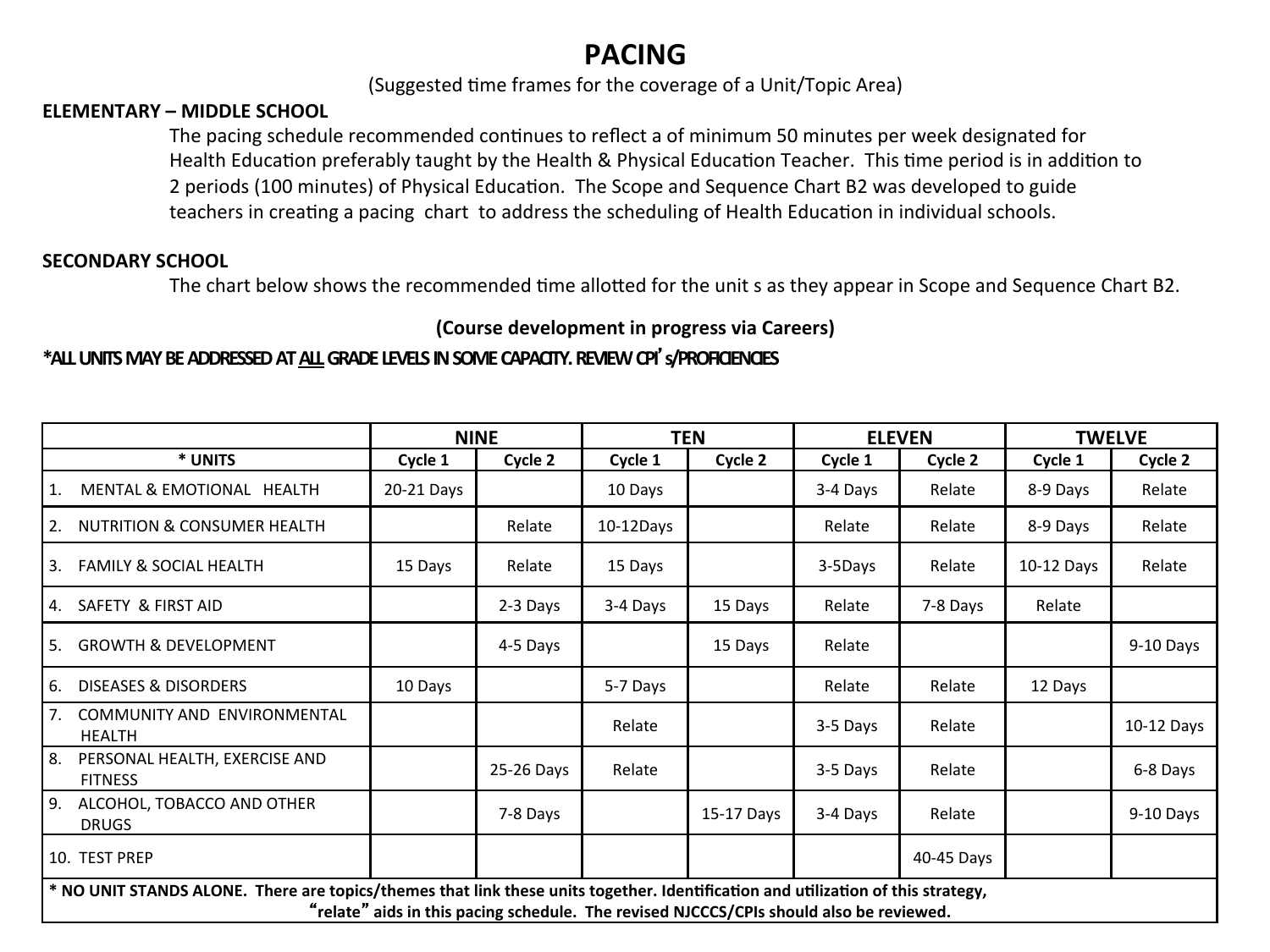# PACING

(Suggested time frames for the coverage of a Unit/Topic Area)

**ELEMENTARY – MIDDLE SCHOOL**

The pacing schedule recommended continues to reflect a of minimum 50 minutes per week designated for Health Education preferably taught by the Health & Physical Education Teacher. This time period is in addition to 2 periods (100 minutes) of Physical Education. The Scope and Sequence Chart B2 was developed to guide teachers in creating a pacing chart to address the scheduling of Health Education in individual schools.

**SECONDARY SCHOOL**

The chart below shows the recommended time allotted for the unit s as they appear in Scope and Sequence Chart B2.

**(Course development in progress via Careers)**

**\*ALL UNITS MAY BE ADDRESSED AT ALL GRADE LEVELS IN SOME CAPACITY. REVIEW CPI's/PROFICIENCIES**

| | NINE | | TEN | | ELEVEN | | TWELVE | |
|---|---|---|---|---|---|---|---|---|
| **\* UNITS** | **Cycle 1** | **Cycle 2** | **Cycle 1** | **Cycle 2** | **Cycle 1** | **Cycle 2** | **Cycle 1** | **Cycle 2** |
| 1. MENTAL & EMOTIONAL HEALTH | 20-21 Days | | 10 Days | | 3-4 Days | Relate | 8-9 Days | Relate |
| 2. NUTRITION & CONSUMER HEALTH | | Relate | 10-12Days | | Relate | Relate | 8-9 Days | Relate |
| 3. FAMILY & SOCIAL HEALTH | 15 Days | Relate | 15 Days | | 3-5Days | Relate | 10-12 Days | Relate |
| 4. SAFETY & FIRST AID | | 2-3 Days | 3-4 Days | 15 Days | Relate | 7-8 Days | Relate | |
| 5. GROWTH & DEVELOPMENT | | 4-5 Days | | 15 Days | Relate | | | 9-10 Days |
| 6. DISEASES & DISORDERS | 10 Days | | 5-7 Days | | Relate | Relate | 12 Days | |
| 7. COMMUNITY AND ENVIRONMENTAL HEALTH | | | Relate | | 3-5 Days | Relate | | 10-12 Days |
| 8. PERSONAL HEALTH, EXERCISE AND FITNESS | | 25-26 Days | Relate | | 3-5 Days | Relate | | 6-8 Days |
| 9. ALCOHOL, TOBACCO AND OTHER DRUGS | | 7-8 Days | | 15-17 Days | 3-4 Days | Relate | | 9-10 Days |
| 10. TEST PREP | | | | | | 40-45 Days | | |

**\* NO UNIT STANDS ALONE. There are topics/themes that link these units together. Identification and utilization of this strategy, "relate" aids in this pacing schedule. The revised NJCCCS/CPIs should also be reviewed.**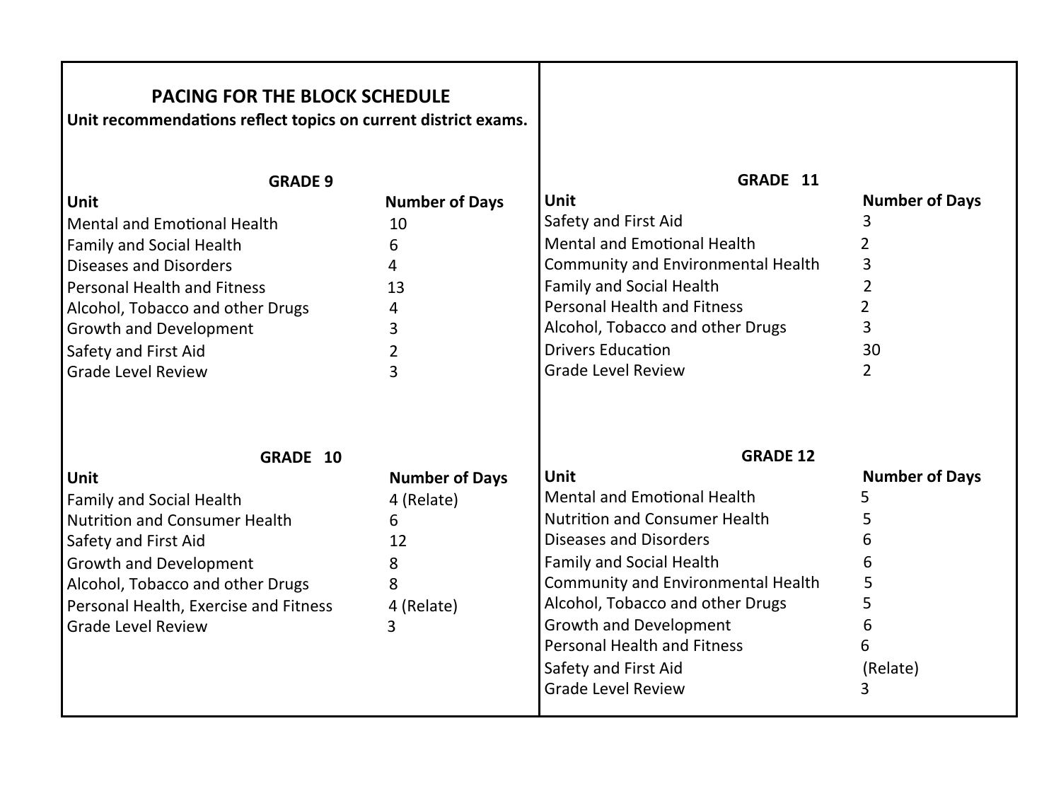## PACING FOR THE BLOCK SCHEDULE

**Unit recommendations reflect topics on current district exams.**

### GRADE 9

| Unit | Number of Days |
|---|---|
| Mental and Emotional Health | 10 |
| Family and Social Health | 6 |
| Diseases and Disorders | 4 |
| Personal Health and Fitness | 13 |
| Alcohol, Tobacco and other Drugs | 4 |
| Growth and Development | 3 |
| Safety and First Aid | 2 |
| Grade Level Review | 3 |

### GRADE 10

| Unit | Number of Days |
|---|---|
| Family and Social Health | 4 (Relate) |
| Nutrition and Consumer Health | 6 |
| Safety and First Aid | 12 |
| Growth and Development | 8 |
| Alcohol, Tobacco and other Drugs | 8 |
| Personal Health, Exercise and Fitness | 4 (Relate) |
| Grade Level Review | 3 |

### GRADE 11

| Unit | Number of Days |
|---|---|
| Safety and First Aid | 3 |
| Mental and Emotional Health | 2 |
| Community and Environmental Health | 3 |
| Family and Social Health | 2 |
| Personal Health and Fitness | 2 |
| Alcohol, Tobacco and other Drugs | 3 |
| Drivers Education | 30 |
| Grade Level Review | 2 |

### GRADE 12

| Unit | Number of Days |
|---|---|
| Mental and Emotional Health | 5 |
| Nutrition and Consumer Health | 5 |
| Diseases and Disorders | 6 |
| Family and Social Health | 6 |
| Community and Environmental Health | 5 |
| Alcohol, Tobacco and other Drugs | 5 |
| Growth and Development | 6 |
| Personal Health and Fitness | 6 |
| Safety and First Aid | (Relate) |
| Grade Level Review | 3 |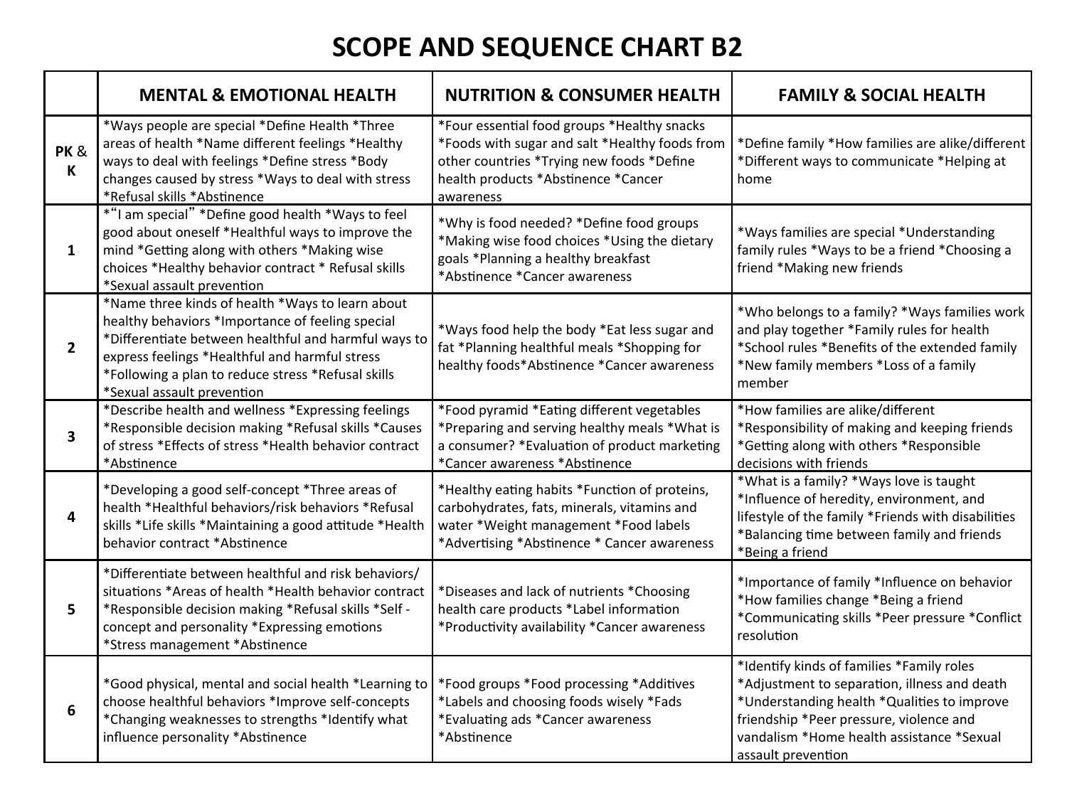# SCOPE AND SEQUENCE CHART B2

| | MENTAL & EMOTIONAL HEALTH | NUTRITION & CONSUMER HEALTH | FAMILY & SOCIAL HEALTH |
|---|---|---|---|
| PK & K | *Ways people are special *Define Health *Three areas of health *Name different feelings *Healthy ways to deal with feelings *Define stress *Body changes caused by stress *Ways to deal with stress *Refusal skills *Abstinence | *Four essential food groups *Healthy snacks *Foods with sugar and salt *Healthy foods from other countries *Trying new foods *Define health products *Abstinence *Cancer awareness | *Define family *How families are alike/different *Different ways to communicate *Helping at home |
| 1 | *"I am special" *Define good health *Ways to feel good about oneself *Healthful ways to improve the mind *Getting along with others *Making wise choices *Healthy behavior contract * Refusal skills *Sexual assault prevention | *Why is food needed? *Define food groups *Making wise food choices *Using the dietary goals *Planning a healthy breakfast *Abstinence *Cancer awareness | *Ways families are special *Understanding family rules *Ways to be a friend *Choosing a friend *Making new friends |
| 2 | *Name three kinds of health *Ways to learn about healthy behaviors *Importance of feeling special *Differentiate between healthful and harmful ways to express feelings *Healthful and harmful stress *Following a plan to reduce stress *Refusal skills *Sexual assault prevention | *Ways food help the body *Eat less sugar and fat *Planning healthful meals *Shopping for healthy foods*Abstinence *Cancer awareness | *Who belongs to a family? *Ways families work and play together *Family rules for health *School rules *Benefits of the extended family *New family members *Loss of a family member |
| 3 | *Describe health and wellness *Expressing feelings *Responsible decision making *Refusal skills *Causes of stress *Effects of stress *Health behavior contract *Abstinence | *Food pyramid *Eating different vegetables *Preparing and serving healthy meals *What is a consumer? *Evaluation of product marketing *Cancer awareness *Abstinence | *How families are alike/different *Responsibility of making and keeping friends *Getting along with others *Responsible decisions with friends |
| 4 | *Developing a good self-concept *Three areas of health *Healthful behaviors/risk behaviors *Refusal skills *Life skills *Maintaining a good attitude *Health behavior contract *Abstinence | *Healthy eating habits *Function of proteins, carbohydrates, fats, minerals, vitamins and water *Weight management *Food labels *Advertising *Abstinence * Cancer awareness | *What is a family? *Ways love is taught *Influence of heredity, environment, and lifestyle of the family *Friends with disabilities *Balancing time between family and friends *Being a friend |
| 5 | *Differentiate between healthful and risk behaviors/ situations *Areas of health *Health behavior contract *Responsible decision making *Refusal skills *Self - concept and personality *Expressing emotions *Stress management *Abstinence | *Diseases and lack of nutrients *Choosing health care products *Label information *Productivity availability *Cancer awareness | *Importance of family *Influence on behavior *How families change *Being a friend *Communicating skills *Peer pressure *Conflict resolution |
| 6 | *Good physical, mental and social health *Learning to choose healthful behaviors *Improve self-concepts *Changing weaknesses to strengths *Identify what influence personality *Abstinence | *Food groups *Food processing *Additives *Labels and choosing foods wisely *Fads *Evaluating ads *Cancer awareness *Abstinence | *Identify kinds of families *Family roles *Adjustment to separation, illness and death *Understanding health *Qualities to improve friendship *Peer pressure, violence and vandalism *Home health assistance *Sexual assault prevention |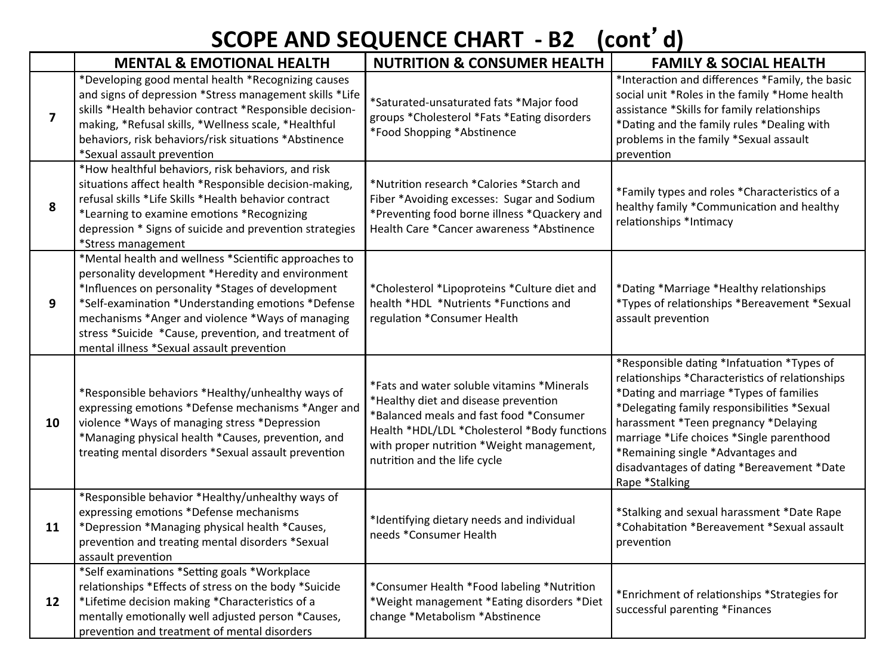# SCOPE AND SEQUENCE CHART - B2 (cont'd)

| | MENTAL & EMOTIONAL HEALTH | NUTRITION & CONSUMER HEALTH | FAMILY & SOCIAL HEALTH |
|---|---|---|---|
| **7** | *Developing good mental health *Recognizing causes and signs of depression *Stress management skills *Life skills *Health behavior contract *Responsible decision-making, *Refusal skills, *Wellness scale, *Healthful behaviors, risk behaviors/risk situations *Abstinence *Sexual assault prevention | *Saturated-unsaturated fats *Major food groups *Cholesterol *Fats *Eating disorders *Food Shopping *Abstinence | *Interaction and differences *Family, the basic social unit *Roles in the family *Home health assistance *Skills for family relationships *Dating and the family rules *Dealing with problems in the family *Sexual assault prevention |
| **8** | *How healthful behaviors, risk behaviors, and risk situations affect health *Responsible decision-making, refusal skills *Life Skills *Health behavior contract *Learning to examine emotions *Recognizing depression * Signs of suicide and prevention strategies *Stress management | *Nutrition research *Calories *Starch and Fiber *Avoiding excesses: Sugar and Sodium *Preventing food borne illness *Quackery and Health Care *Cancer awareness *Abstinence | *Family types and roles *Characteristics of a healthy family *Communication and healthy relationships *Intimacy |
| **9** | *Mental health and wellness *Scientific approaches to personality development *Heredity and environment *Influences on personality *Stages of development *Self-examination *Understanding emotions *Defense mechanisms *Anger and violence *Ways of managing stress *Suicide *Cause, prevention, and treatment of mental illness *Sexual assault prevention | *Cholesterol *Lipoproteins *Culture diet and health *HDL *Nutrients *Functions and regulation *Consumer Health | *Dating *Marriage *Healthy relationships *Types of relationships *Bereavement *Sexual assault prevention |
| **10** | *Responsible behaviors *Healthy/unhealthy ways of expressing emotions *Defense mechanisms *Anger and violence *Ways of managing stress *Depression *Managing physical health *Causes, prevention, and treating mental disorders *Sexual assault prevention | *Fats and water soluble vitamins *Minerals *Healthy diet and disease prevention *Balanced meals and fast food *Consumer Health *HDL/LDL *Cholesterol *Body functions with proper nutrition *Weight management, nutrition and the life cycle | *Responsible dating *Infatuation *Types of relationships *Characteristics of relationships *Dating and marriage *Types of families *Delegating family responsibilities *Sexual harassment *Teen pregnancy *Delaying marriage *Life choices *Single parenthood *Remaining single *Advantages and disadvantages of dating *Bereavement *Date Rape *Stalking |
| **11** | *Responsible behavior *Healthy/unhealthy ways of expressing emotions *Defense mechanisms *Depression *Managing physical health *Causes, prevention and treating mental disorders *Sexual assault prevention | *Identifying dietary needs and individual needs *Consumer Health | *Stalking and sexual harassment *Date Rape *Cohabitation *Bereavement *Sexual assault prevention |
| **12** | *Self examinations *Setting goals *Workplace relationships *Effects of stress on the body *Suicide *Lifetime decision making *Characteristics of a mentally emotionally well adjusted person *Causes, prevention and treatment of mental disorders | *Consumer Health *Food labeling *Nutrition *Weight management *Eating disorders *Diet change *Metabolism *Abstinence | *Enrichment of relationships *Strategies for successful parenting *Finances |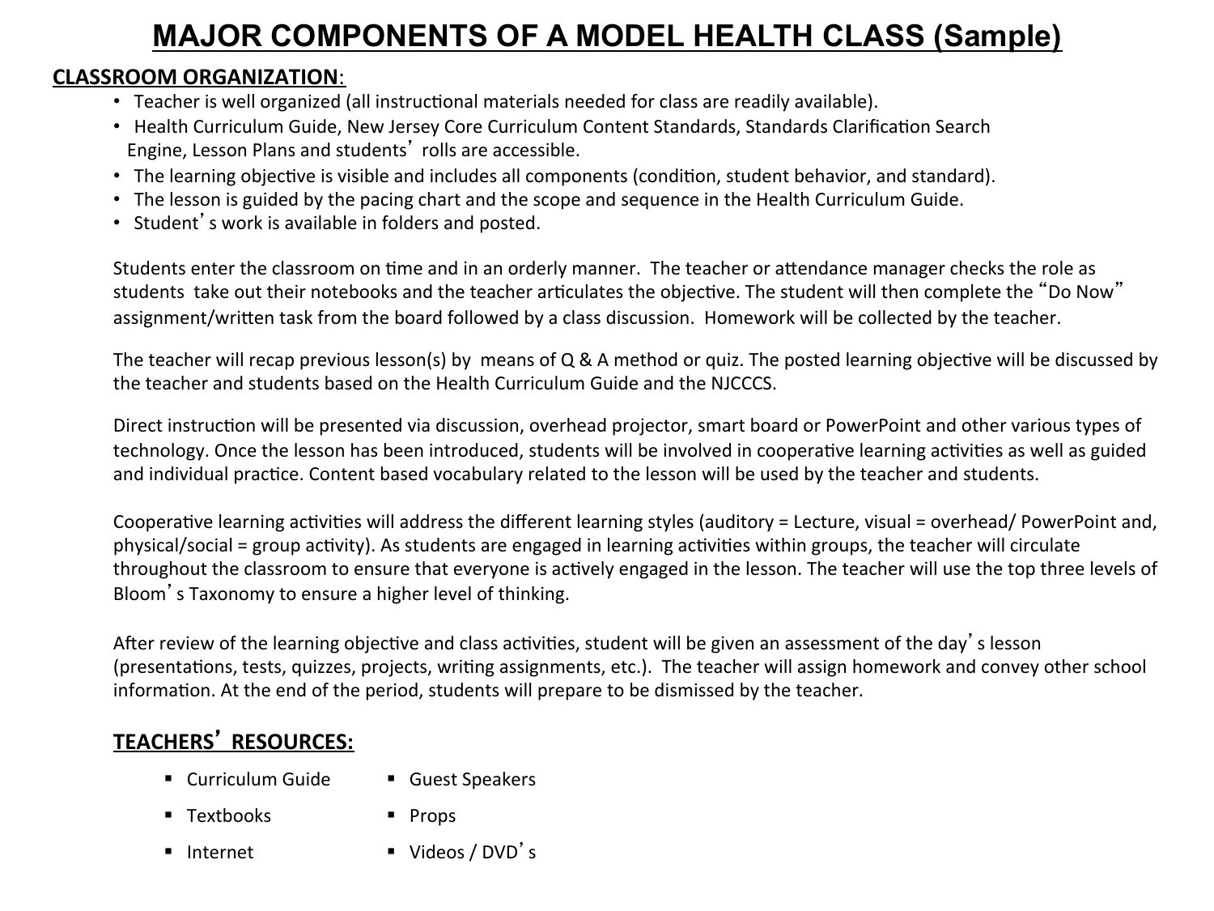# MAJOR COMPONENTS OF A MODEL HEALTH CLASS (Sample)

**CLASSROOM ORGANIZATION**:

- Teacher is well organized (all instructional materials needed for class are readily available).
- Health Curriculum Guide, New Jersey Core Curriculum Content Standards, Standards Clarification Search Engine, Lesson Plans and students' rolls are accessible.
- The learning objective is visible and includes all components (condition, student behavior, and standard).
- The lesson is guided by the pacing chart and the scope and sequence in the Health Curriculum Guide.
- Student's work is available in folders and posted.

Students enter the classroom on time and in an orderly manner. The teacher or attendance manager checks the role as students take out their notebooks and the teacher articulates the objective. The student will then complete the "Do Now" assignment/written task from the board followed by a class discussion. Homework will be collected by the teacher.

The teacher will recap previous lesson(s) by means of Q & A method or quiz. The posted learning objective will be discussed by the teacher and students based on the Health Curriculum Guide and the NJCCCS.

Direct instruction will be presented via discussion, overhead projector, smart board or PowerPoint and other various types of technology. Once the lesson has been introduced, students will be involved in cooperative learning activities as well as guided and individual practice. Content based vocabulary related to the lesson will be used by the teacher and students.

Cooperative learning activities will address the different learning styles (auditory = Lecture, visual = overhead/ PowerPoint and, physical/social = group activity). As students are engaged in learning activities within groups, the teacher will circulate throughout the classroom to ensure that everyone is actively engaged in the lesson. The teacher will use the top three levels of Bloom's Taxonomy to ensure a higher level of thinking.

After review of the learning objective and class activities, student will be given an assessment of the day's lesson (presentations, tests, quizzes, projects, writing assignments, etc.). The teacher will assign homework and convey other school information. At the end of the period, students will prepare to be dismissed by the teacher.

**TEACHERS' RESOURCES:**

- Curriculum Guide
- Textbooks
- Internet
- Guest Speakers
- Props
- Videos / DVD's